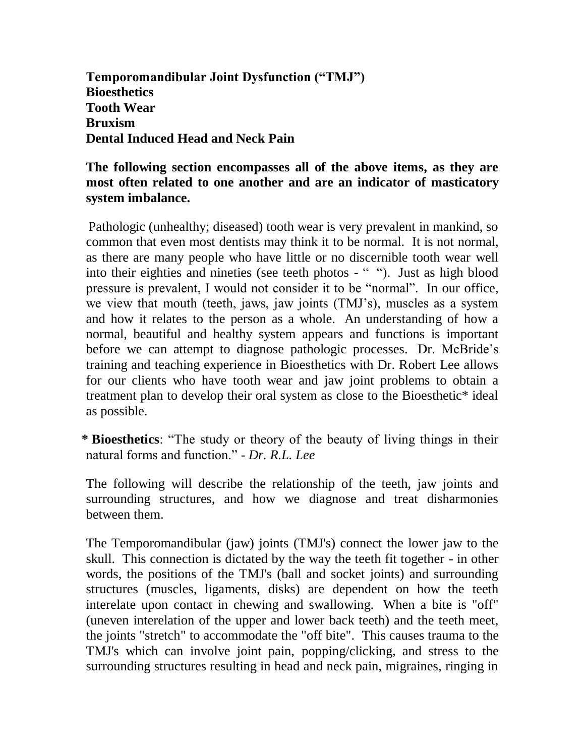**Temporomandibular Joint Dysfunction ("TMJ")**
**Bioesthetics**
**Tooth Wear**
**Bruxism**
**Dental Induced Head and Neck Pain**

**The following section encompasses all of the above items, as they are most often related to one another and are an indicator of masticatory system imbalance.**

Pathologic (unhealthy; diseased) tooth wear is very prevalent in mankind, so common that even most dentists may think it to be normal. It is not normal, as there are many people who have little or no discernible tooth wear well into their eighties and nineties (see teeth photos - " "). Just as high blood pressure is prevalent, I would not consider it to be "normal". In our office, we view that mouth (teeth, jaws, jaw joints (TMJ's), muscles as a system and how it relates to the person as a whole. An understanding of how a normal, beautiful and healthy system appears and functions is important before we can attempt to diagnose pathologic processes. Dr. McBride's training and teaching experience in Bioesthetics with Dr. Robert Lee allows for our clients who have tooth wear and jaw joint problems to obtain a treatment plan to develop their oral system as close to the Bioesthetic* ideal as possible.

**\* Bioesthetics**: "The study or theory of the beauty of living things in their natural forms and function." - *Dr. R.L. Lee*

The following will describe the relationship of the teeth, jaw joints and surrounding structures, and how we diagnose and treat disharmonies between them.

The Temporomandibular (jaw) joints (TMJ's) connect the lower jaw to the skull. This connection is dictated by the way the teeth fit together - in other words, the positions of the TMJ's (ball and socket joints) and surrounding structures (muscles, ligaments, disks) are dependent on how the teeth interelate upon contact in chewing and swallowing. When a bite is "off" (uneven interelation of the upper and lower back teeth) and the teeth meet, the joints "stretch" to accommodate the "off bite". This causes trauma to the TMJ's which can involve joint pain, popping/clicking, and stress to the surrounding structures resulting in head and neck pain, migraines, ringing in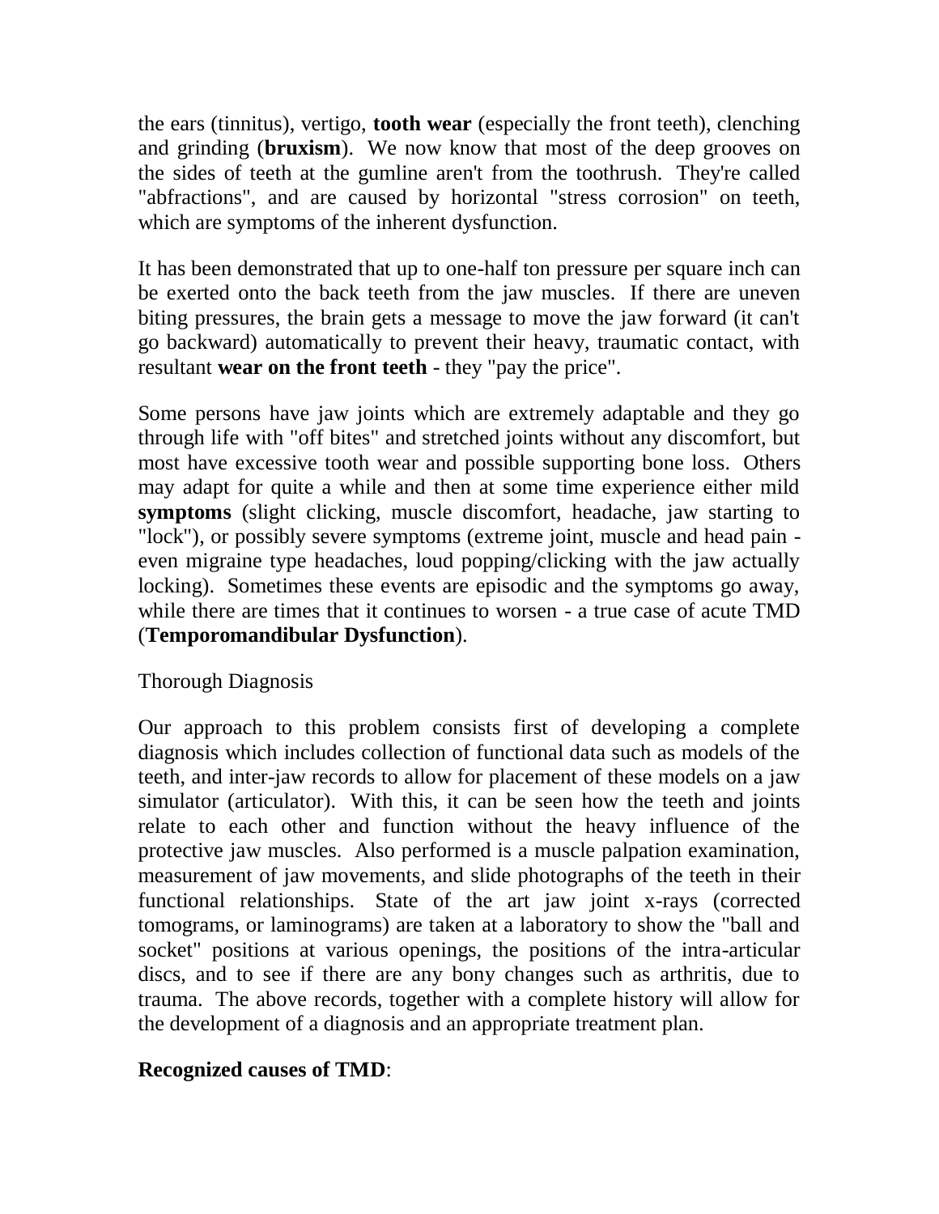the ears (tinnitus), vertigo, **tooth wear** (especially the front teeth), clenching and grinding (**bruxism**). We now know that most of the deep grooves on the sides of teeth at the gumline aren't from the toothrush. They're called "abfractions", and are caused by horizontal "stress corrosion" on teeth, which are symptoms of the inherent dysfunction.

It has been demonstrated that up to one-half ton pressure per square inch can be exerted onto the back teeth from the jaw muscles. If there are uneven biting pressures, the brain gets a message to move the jaw forward (it can't go backward) automatically to prevent their heavy, traumatic contact, with resultant **wear on the front teeth** - they "pay the price".

Some persons have jaw joints which are extremely adaptable and they go through life with "off bites" and stretched joints without any discomfort, but most have excessive tooth wear and possible supporting bone loss. Others may adapt for quite a while and then at some time experience either mild **symptoms** (slight clicking, muscle discomfort, headache, jaw starting to "lock"), or possibly severe symptoms (extreme joint, muscle and head pain - even migraine type headaches, loud popping/clicking with the jaw actually locking). Sometimes these events are episodic and the symptoms go away, while there are times that it continues to worsen - a true case of acute TMD (**Temporomandibular Dysfunction**).

Thorough Diagnosis

Our approach to this problem consists first of developing a complete diagnosis which includes collection of functional data such as models of the teeth, and inter-jaw records to allow for placement of these models on a jaw simulator (articulator). With this, it can be seen how the teeth and joints relate to each other and function without the heavy influence of the protective jaw muscles. Also performed is a muscle palpation examination, measurement of jaw movements, and slide photographs of the teeth in their functional relationships. State of the art jaw joint x-rays (corrected tomograms, or laminograms) are taken at a laboratory to show the "ball and socket" positions at various openings, the positions of the intra-articular discs, and to see if there are any bony changes such as arthritis, due to trauma. The above records, together with a complete history will allow for the development of a diagnosis and an appropriate treatment plan.

**Recognized causes of TMD**: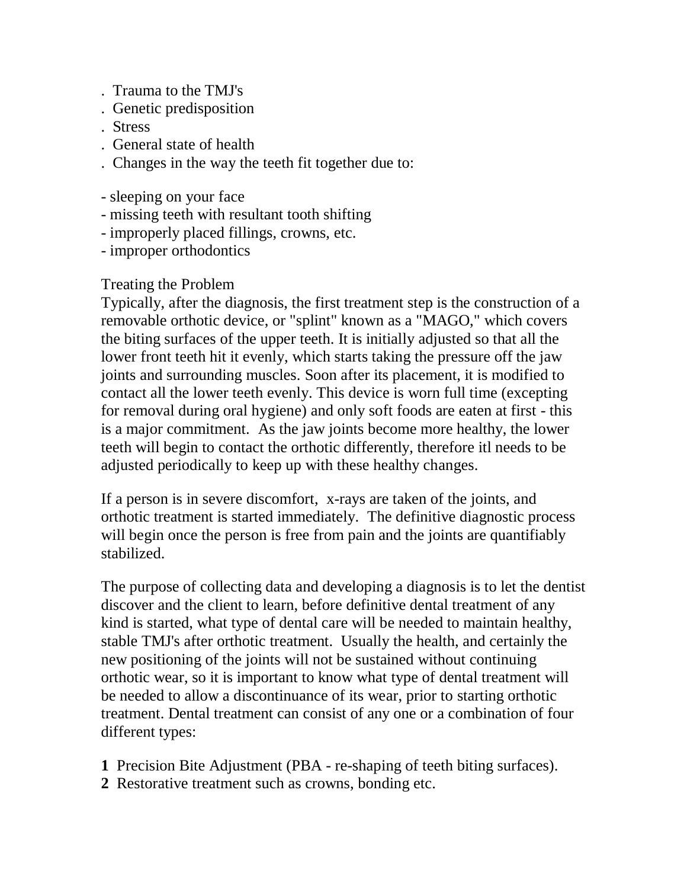. Trauma to the TMJ's
. Genetic predisposition
. Stress
. General state of health
. Changes in the way the teeth fit together due to:

- sleeping on your face
- missing teeth with resultant tooth shifting
- improperly placed fillings, crowns, etc.
- improper orthodontics

Treating the Problem

Typically, after the diagnosis, the first treatment step is the construction of a removable orthotic device, or "splint" known as a "MAGO," which covers the biting surfaces of the upper teeth. It is initially adjusted so that all the lower front teeth hit it evenly, which starts taking the pressure off the jaw joints and surrounding muscles. Soon after its placement, it is modified to contact all the lower teeth evenly. This device is worn full time (excepting for removal during oral hygiene) and only soft foods are eaten at first - this is a major commitment. As the jaw joints become more healthy, the lower teeth will begin to contact the orthotic differently, therefore itl needs to be adjusted periodically to keep up with these healthy changes.

If a person is in severe discomfort, x-rays are taken of the joints, and orthotic treatment is started immediately. The definitive diagnostic process will begin once the person is free from pain and the joints are quantifiably stabilized.

The purpose of collecting data and developing a diagnosis is to let the dentist discover and the client to learn, before definitive dental treatment of any kind is started, what type of dental care will be needed to maintain healthy, stable TMJ's after orthotic treatment. Usually the health, and certainly the new positioning of the joints will not be sustained without continuing orthotic wear, so it is important to know what type of dental treatment will be needed to allow a discontinuance of its wear, prior to starting orthotic treatment. Dental treatment can consist of any one or a combination of four different types:

**1** Precision Bite Adjustment (PBA - re-shaping of teeth biting surfaces).
**2** Restorative treatment such as crowns, bonding etc.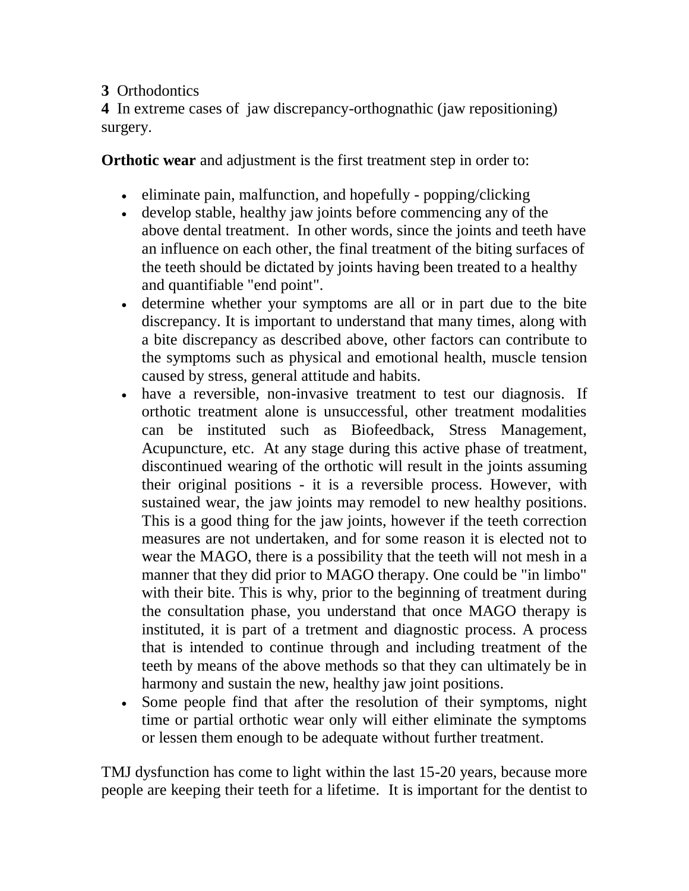**3** Orthodontics
**4** In extreme cases of jaw discrepancy-orthognathic (jaw repositioning) surgery.

**Orthotic wear** and adjustment is the first treatment step in order to:

- eliminate pain, malfunction, and hopefully - popping/clicking
- develop stable, healthy jaw joints before commencing any of the above dental treatment. In other words, since the joints and teeth have an influence on each other, the final treatment of the biting surfaces of the teeth should be dictated by joints having been treated to a healthy and quantifiable "end point".
- determine whether your symptoms are all or in part due to the bite discrepancy. It is important to understand that many times, along with a bite discrepancy as described above, other factors can contribute to the symptoms such as physical and emotional health, muscle tension caused by stress, general attitude and habits.
- have a reversible, non-invasive treatment to test our diagnosis. If orthotic treatment alone is unsuccessful, other treatment modalities can be instituted such as Biofeedback, Stress Management, Acupuncture, etc. At any stage during this active phase of treatment, discontinued wearing of the orthotic will result in the joints assuming their original positions - it is a reversible process. However, with sustained wear, the jaw joints may remodel to new healthy positions. This is a good thing for the jaw joints, however if the teeth correction measures are not undertaken, and for some reason it is elected not to wear the MAGO, there is a possibility that the teeth will not mesh in a manner that they did prior to MAGO therapy. One could be "in limbo" with their bite. This is why, prior to the beginning of treatment during the consultation phase, you understand that once MAGO therapy is instituted, it is part of a tretment and diagnostic process. A process that is intended to continue through and including treatment of the teeth by means of the above methods so that they can ultimately be in harmony and sustain the new, healthy jaw joint positions.
- Some people find that after the resolution of their symptoms, night time or partial orthotic wear only will either eliminate the symptoms or lessen them enough to be adequate without further treatment.

TMJ dysfunction has come to light within the last 15-20 years, because more people are keeping their teeth for a lifetime. It is important for the dentist to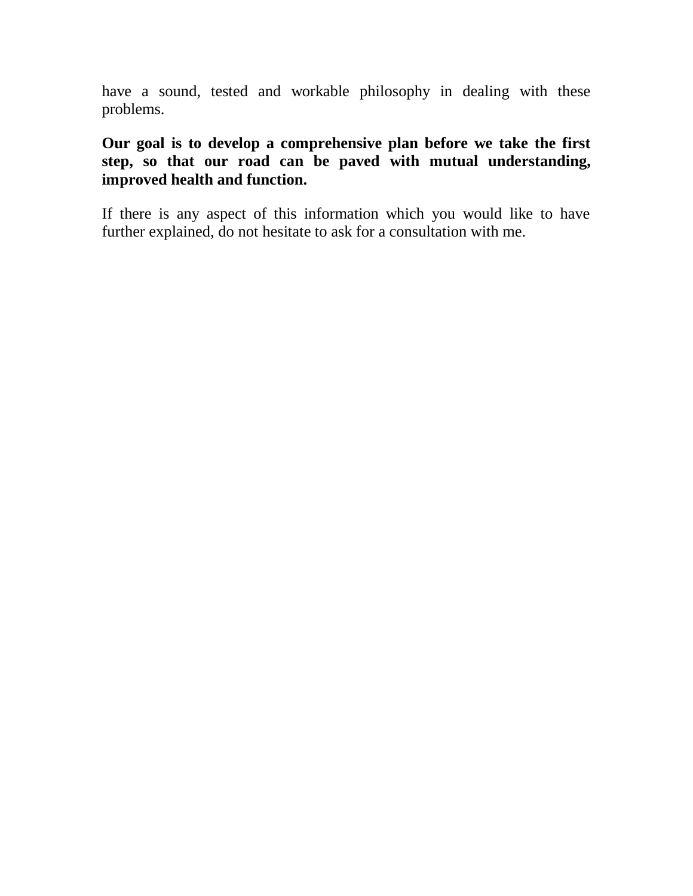have a sound, tested and workable philosophy in dealing with these problems.

**Our goal is to develop a comprehensive plan before we take the first step, so that our road can be paved with mutual understanding, improved health and function.**

If there is any aspect of this information which you would like to have further explained, do not hesitate to ask for a consultation with me.